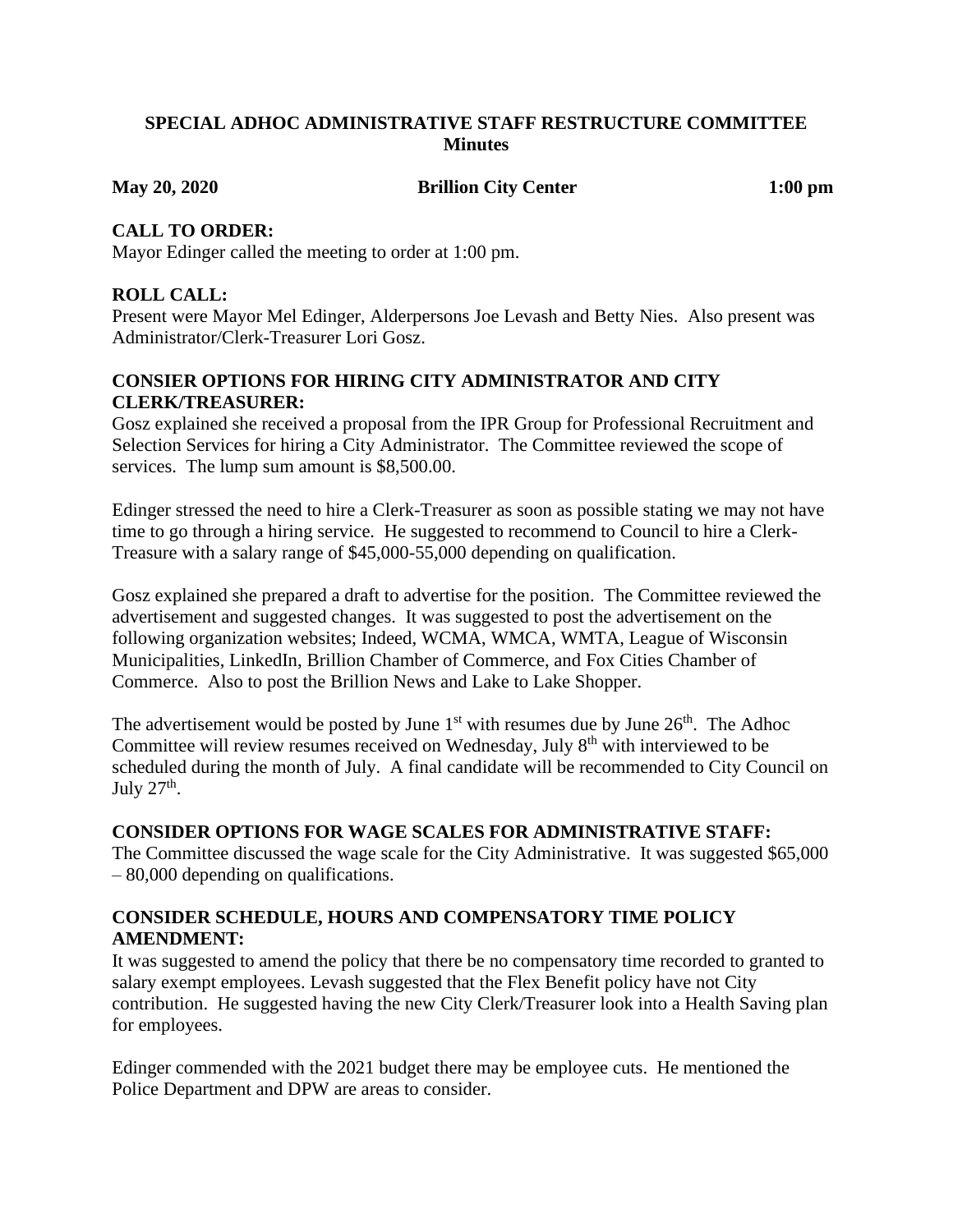**SPECIAL ADHOC ADMINISTRATIVE STAFF RESTRUCTURE COMMITTEE**
**Minutes**

**May 20, 2020** **Brillion City Center** **1:00 pm**

## CALL TO ORDER:

Mayor Edinger called the meeting to order at 1:00 pm.

## ROLL CALL:

Present were Mayor Mel Edinger, Alderpersons Joe Levash and Betty Nies. Also present was Administrator/Clerk-Treasurer Lori Gosz.

## CONSIER OPTIONS FOR HIRING CITY ADMINISTRATOR AND CITY CLERK/TREASURER:

Gosz explained she received a proposal from the IPR Group for Professional Recruitment and Selection Services for hiring a City Administrator. The Committee reviewed the scope of services. The lump sum amount is $8,500.00.

Edinger stressed the need to hire a Clerk-Treasurer as soon as possible stating we may not have time to go through a hiring service. He suggested to recommend to Council to hire a Clerk-Treasure with a salary range of $45,000-55,000 depending on qualification.

Gosz explained she prepared a draft to advertise for the position. The Committee reviewed the advertisement and suggested changes. It was suggested to post the advertisement on the following organization websites; Indeed, WCMA, WMCA, WMTA, League of Wisconsin Municipalities, LinkedIn, Brillion Chamber of Commerce, and Fox Cities Chamber of Commerce. Also to post the Brillion News and Lake to Lake Shopper.

The advertisement would be posted by June 1st with resumes due by June 26th. The Adhoc Committee will review resumes received on Wednesday, July 8th with interviewed to be scheduled during the month of July. A final candidate will be recommended to City Council on July 27th.

## CONSIDER OPTIONS FOR WAGE SCALES FOR ADMINISTRATIVE STAFF:

The Committee discussed the wage scale for the City Administrative. It was suggested $65,000 – 80,000 depending on qualifications.

## CONSIDER SCHEDULE, HOURS AND COMPENSATORY TIME POLICY AMENDMENT:

It was suggested to amend the policy that there be no compensatory time recorded to granted to salary exempt employees. Levash suggested that the Flex Benefit policy have not City contribution. He suggested having the new City Clerk/Treasurer look into a Health Saving plan for employees.

Edinger commended with the 2021 budget there may be employee cuts. He mentioned the Police Department and DPW are areas to consider.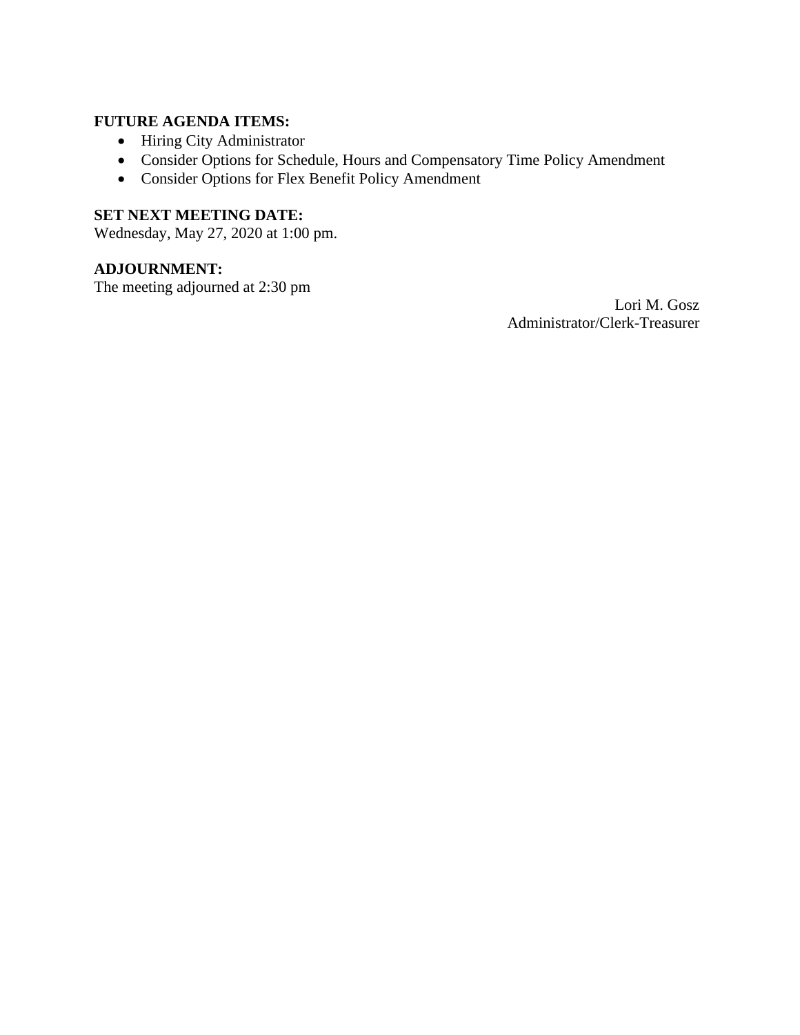**FUTURE AGENDA ITEMS:**

- Hiring City Administrator
- Consider Options for Schedule, Hours and Compensatory Time Policy Amendment
- Consider Options for Flex Benefit Policy Amendment

**SET NEXT MEETING DATE:**
Wednesday, May 27, 2020 at 1:00 pm.

**ADJOURNMENT:**
The meeting adjourned at 2:30 pm

Lori M. Gosz
Administrator/Clerk-Treasurer